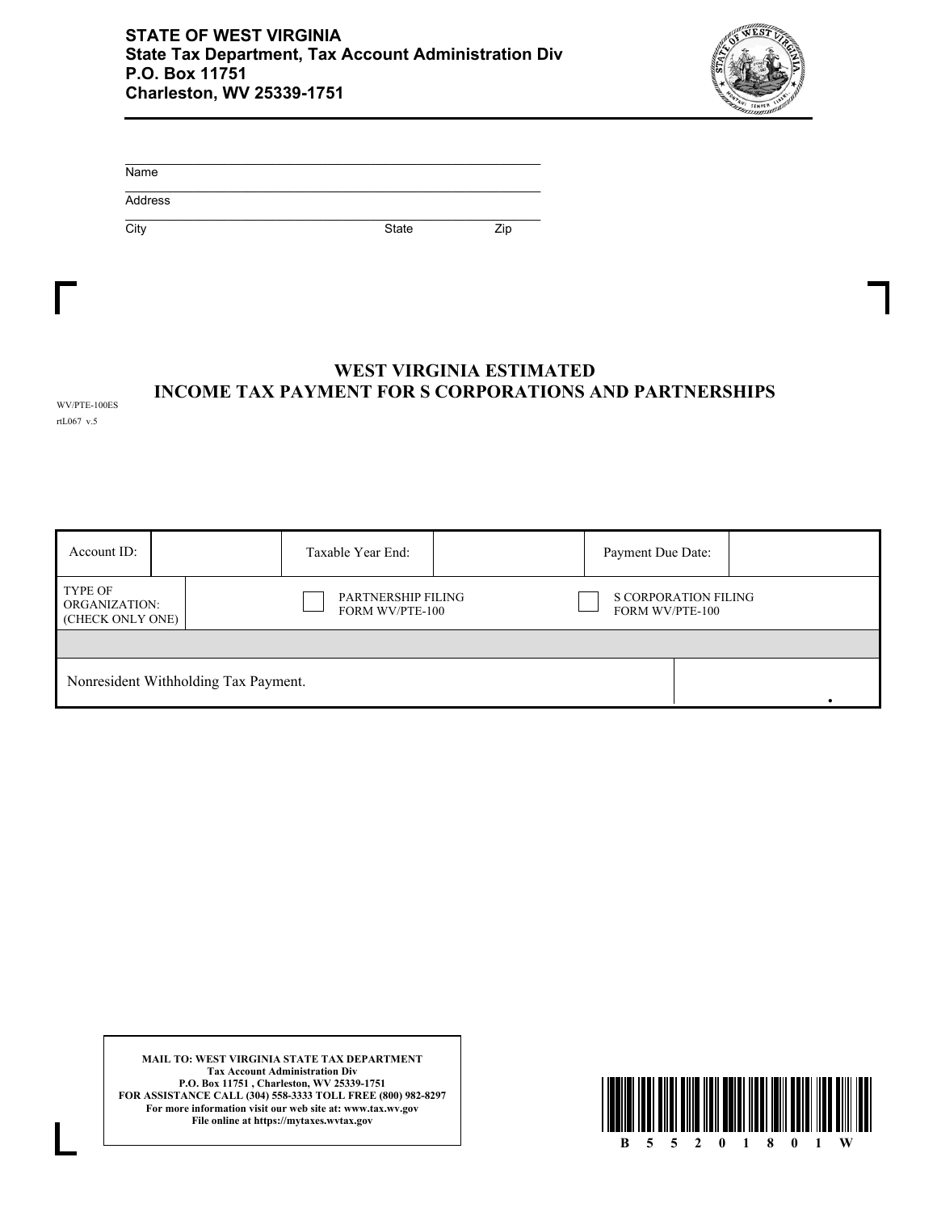**STATE OF WEST VIRGINIA**
**State Tax Department, Tax Account Administration Div**
**P.O. Box 11751**
**Charleston, WV 25339-1751**

Name

Address

City State Zip

WV/PTE-100ES
rtL067 v.5

## WEST VIRGINIA ESTIMATED
## INCOME TAX PAYMENT FOR S CORPORATIONS AND PARTNERSHIPS

| Account ID: | | Taxable Year End: | | Payment Due Date: | |
|---|---|---|---|---|---|
| TYPE OF ORGANIZATION: (CHECK ONLY ONE) | | ☐ PARTNERSHIP FILING FORM WV/PTE-100 | | ☐ S CORPORATION FILING FORM WV/PTE-100 | |
| | | | | | |
| Nonresident Withholding Tax Payment. | | | | | . |

**MAIL TO: WEST VIRGINIA STATE TAX DEPARTMENT**
**Tax Account Administration Div**
**P.O. Box 11751 , Charleston, WV 25339-1751**
**FOR ASSISTANCE CALL (304) 558-3333 TOLL FREE (800) 982-8297**
**For more information visit our web site at: www.tax.wv.gov**
**File online at https://mytaxes.wvtax.gov**

B 5 5 2 0 1 8 0 1 W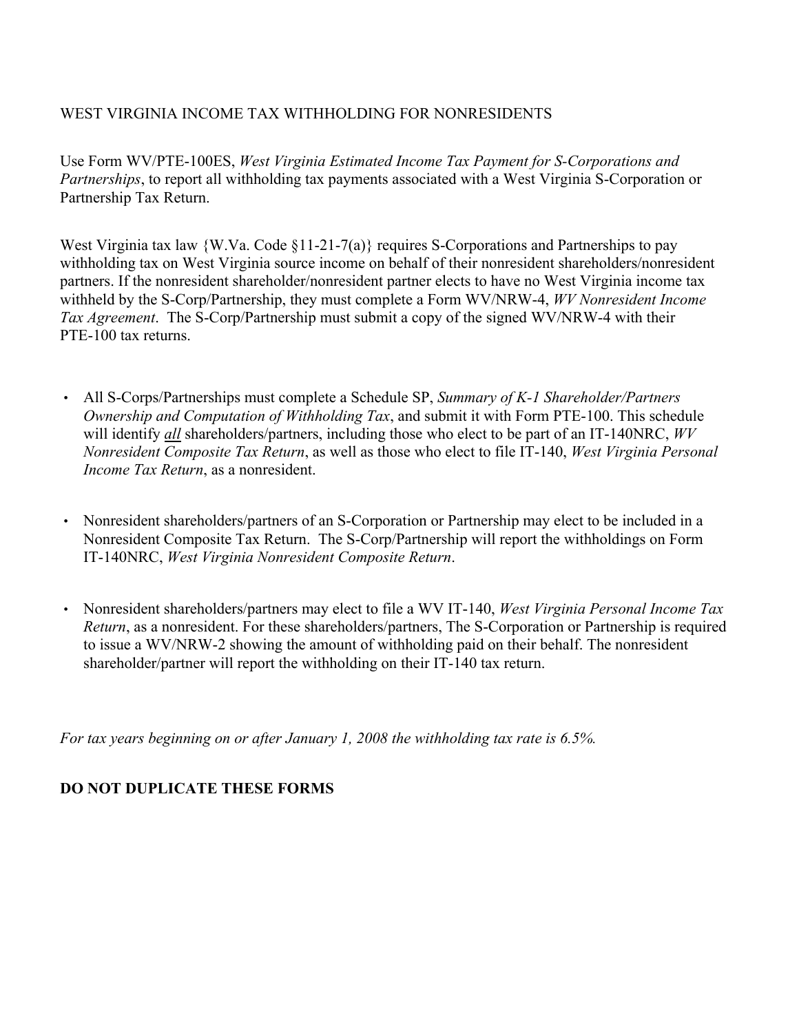WEST VIRGINIA INCOME TAX WITHHOLDING FOR NONRESIDENTS

Use Form WV/PTE-100ES, *West Virginia Estimated Income Tax Payment for S-Corporations and Partnerships*, to report all withholding tax payments associated with a West Virginia S-Corporation or Partnership Tax Return.

West Virginia tax law {W.Va. Code §11-21-7(a)} requires S-Corporations and Partnerships to pay withholding tax on West Virginia source income on behalf of their nonresident shareholders/nonresident partners. If the nonresident shareholder/nonresident partner elects to have no West Virginia income tax withheld by the S-Corp/Partnership, they must complete a Form WV/NRW-4, *WV Nonresident Income Tax Agreement*. The S-Corp/Partnership must submit a copy of the signed WV/NRW-4 with their PTE-100 tax returns.

- All S-Corps/Partnerships must complete a Schedule SP, *Summary of K-1 Shareholder/Partners Ownership and Computation of Withholding Tax*, and submit it with Form PTE-100. This schedule will identify ***all*** shareholders/partners, including those who elect to be part of an IT-140NRC, *WV Nonresident Composite Tax Return*, as well as those who elect to file IT-140, *West Virginia Personal Income Tax Return*, as a nonresident.

- Nonresident shareholders/partners of an S-Corporation or Partnership may elect to be included in a Nonresident Composite Tax Return. The S-Corp/Partnership will report the withholdings on Form IT-140NRC, *West Virginia Nonresident Composite Return*.

- Nonresident shareholders/partners may elect to file a WV IT-140, *West Virginia Personal Income Tax Return*, as a nonresident. For these shareholders/partners, The S-Corporation or Partnership is required to issue a WV/NRW-2 showing the amount of withholding paid on their behalf. The nonresident shareholder/partner will report the withholding on their IT-140 tax return.

*For tax years beginning on or after January 1, 2008 the withholding tax rate is 6.5%.*

**DO NOT DUPLICATE THESE FORMS**